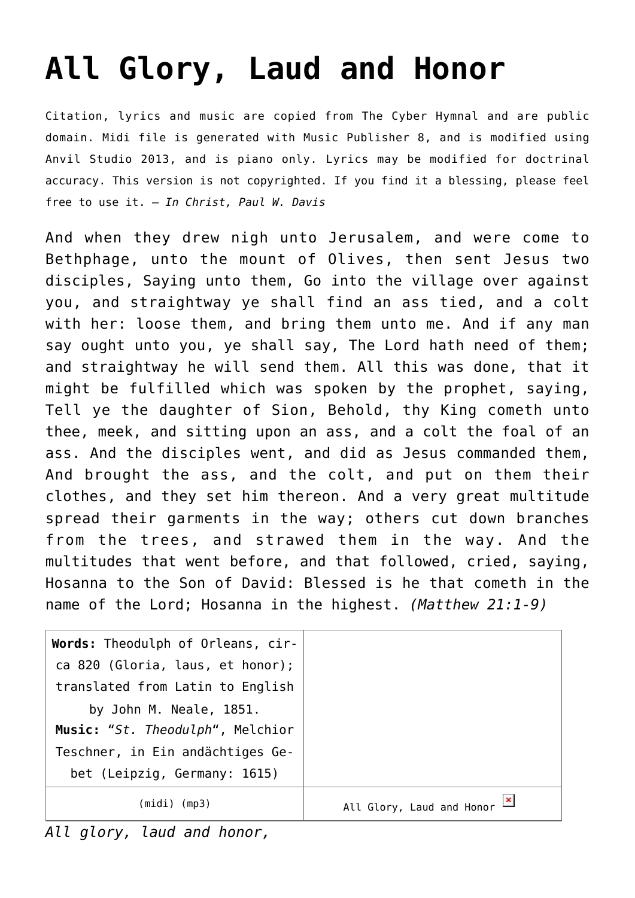# All Glory, Laud and Honor

Citation, lyrics and music are copied from The Cyber Hymnal and are public domain. Midi file is generated with Music Publisher 8, and is modified using Anvil Studio 2013, and is piano only. Lyrics may be modified for doctrinal accuracy. This version is not copyrighted. If you find it a blessing, please feel free to use it. – *In Christ, Paul W. Davis*

And when they drew nigh unto Jerusalem, and were come to Bethphage, unto the mount of Olives, then sent Jesus two disciples, Saying unto them, Go into the village over against you, and straightway ye shall find an ass tied, and a colt with her: loose them, and bring them unto me. And if any man say ought unto you, ye shall say, The Lord hath need of them; and straightway he will send them. All this was done, that it might be fulfilled which was spoken by the prophet, saying, Tell ye the daughter of Sion, Behold, thy King cometh unto thee, meek, and sitting upon an ass, and a colt the foal of an ass. And the disciples went, and did as Jesus commanded them, And brought the ass, and the colt, and put on them their clothes, and they set him thereon. And a very great multitude spread their garments in the way; others cut down branches from the trees, and strawed them in the way. And the multitudes that went before, and that followed, cried, saying, Hosanna to the Son of David: Blessed is he that cometh in the name of the Lord; Hosanna in the highest. *(Matthew 21:1-9)*

| **Words:** Theodulph of Orleans, circa 820 (Gloria, laus, et honor); translated from Latin to English by John M. Neale, 1851. **Music:** "*St. Theodulph*", Melchior Teschner, in Ein andächtiges Gebet (Leipzig, Germany: 1615) | |
|---|---|
| (midi) (mp3) | All Glory, Laud and Honor |

*All glory, laud and honor,*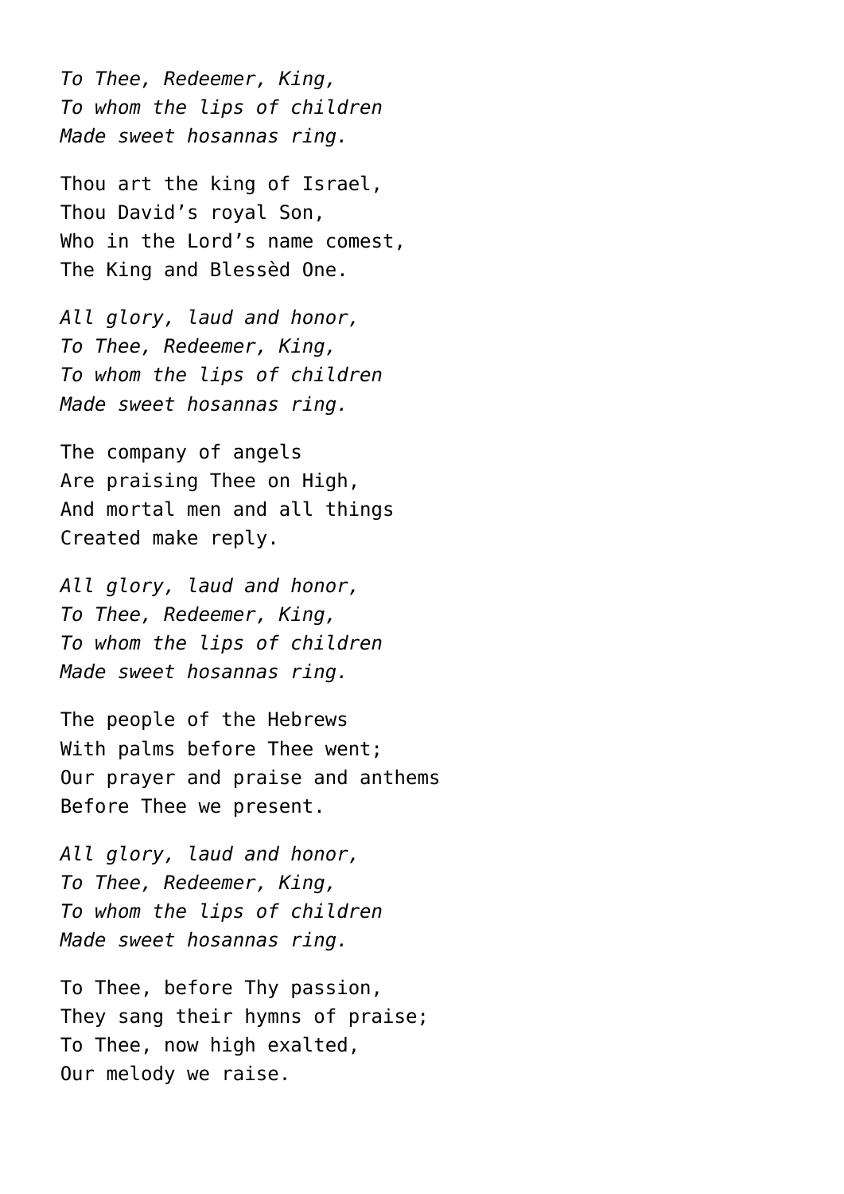*To Thee, Redeemer, King,*
*To whom the lips of children*
*Made sweet hosannas ring.*

Thou art the king of Israel,
Thou David's royal Son,
Who in the Lord's name comest,
The King and Blessèd One.

*All glory, laud and honor,*
*To Thee, Redeemer, King,*
*To whom the lips of children*
*Made sweet hosannas ring.*

The company of angels
Are praising Thee on High,
And mortal men and all things
Created make reply.

*All glory, laud and honor,*
*To Thee, Redeemer, King,*
*To whom the lips of children*
*Made sweet hosannas ring.*

The people of the Hebrews
With palms before Thee went;
Our prayer and praise and anthems
Before Thee we present.

*All glory, laud and honor,*
*To Thee, Redeemer, King,*
*To whom the lips of children*
*Made sweet hosannas ring.*

To Thee, before Thy passion,
They sang their hymns of praise;
To Thee, now high exalted,
Our melody we raise.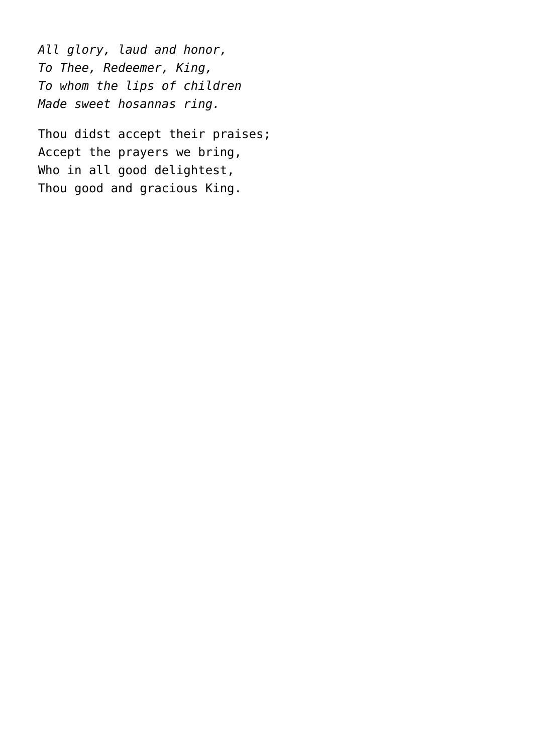*All glory, laud and honor,*
*To Thee, Redeemer, King,*
*To whom the lips of children*
*Made sweet hosannas ring.*

Thou didst accept their praises;
Accept the prayers we bring,
Who in all good delightest,
Thou good and gracious King.